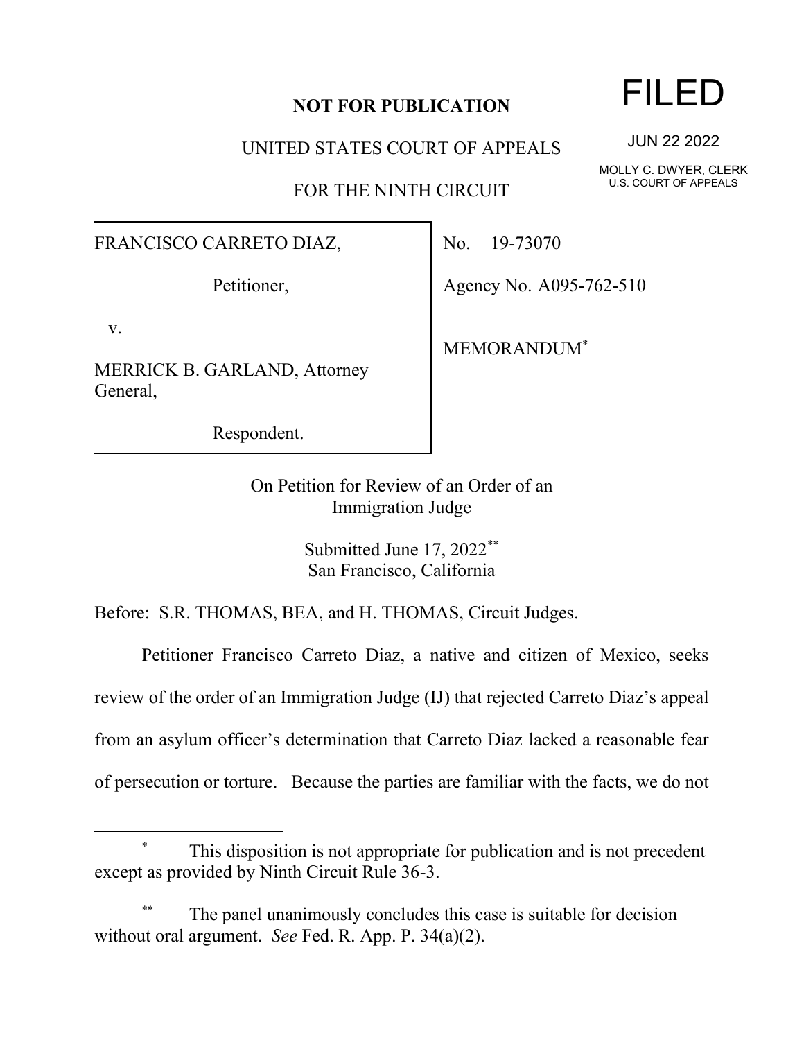**NOT FOR PUBLICATION**

FILED

JUN 22 2022

MOLLY C. DWYER, CLERK
U.S. COURT OF APPEALS

UNITED STATES COURT OF APPEALS

FOR THE NINTH CIRCUIT

| | |
|---|---|
| FRANCISCO CARRETO DIAZ,<br><br>Petitioner,<br><br>v.<br><br>MERRICK B. GARLAND, Attorney General,<br><br>Respondent. | No. 19-73070<br><br>Agency No. A095-762-510<br><br>MEMORANDUM* |

On Petition for Review of an Order of an Immigration Judge

Submitted June 17, 2022**
San Francisco, California

Before: S.R. THOMAS, BEA, and H. THOMAS, Circuit Judges.

Petitioner Francisco Carreto Diaz, a native and citizen of Mexico, seeks review of the order of an Immigration Judge (IJ) that rejected Carreto Diaz's appeal from an asylum officer's determination that Carreto Diaz lacked a reasonable fear of persecution or torture. Because the parties are familiar with the facts, we do not

---

\* This disposition is not appropriate for publication and is not precedent except as provided by Ninth Circuit Rule 36-3.

\*\* The panel unanimously concludes this case is suitable for decision without oral argument. *See* Fed. R. App. P. 34(a)(2).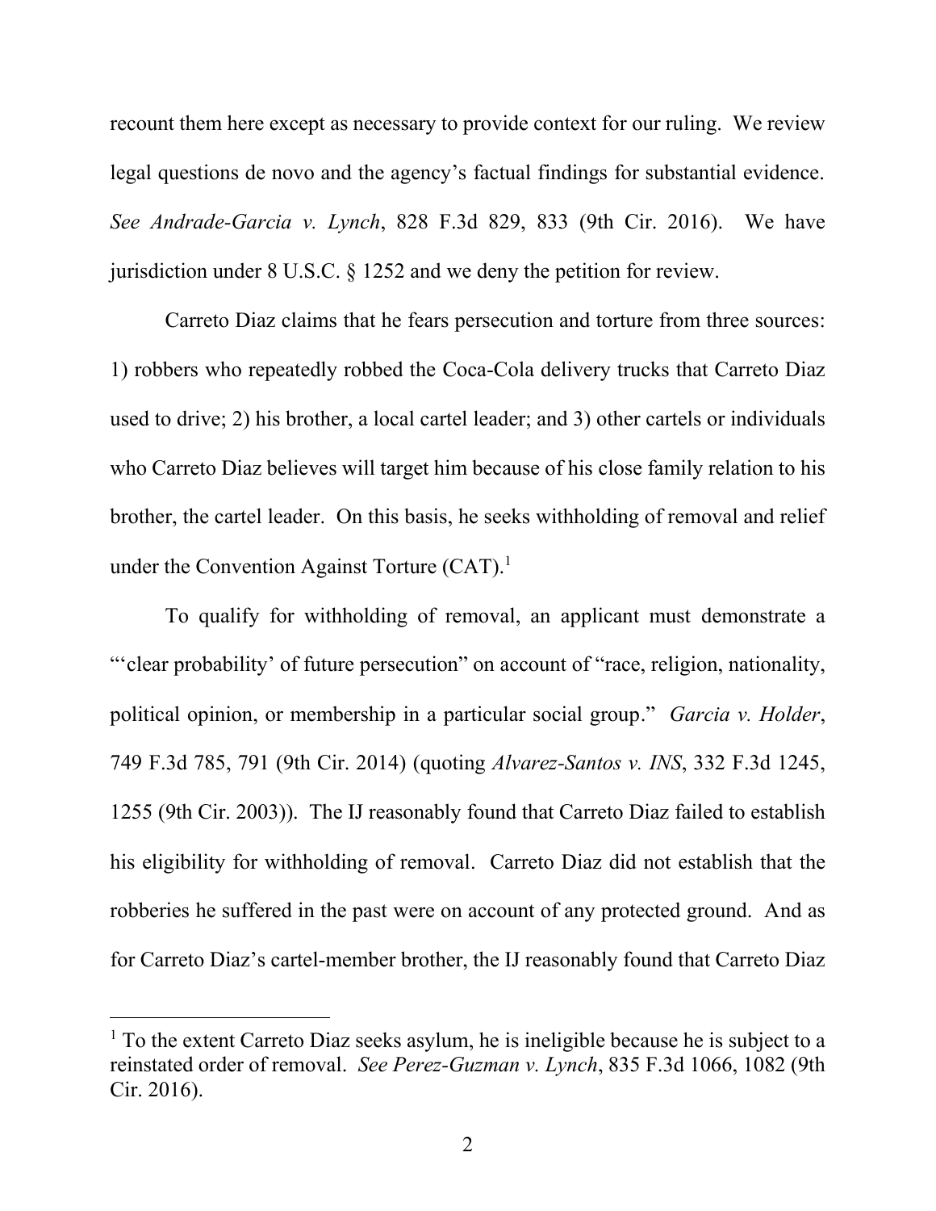recount them here except as necessary to provide context for our ruling. We review legal questions de novo and the agency's factual findings for substantial evidence. *See Andrade-Garcia v. Lynch*, 828 F.3d 829, 833 (9th Cir. 2016). We have jurisdiction under 8 U.S.C. § 1252 and we deny the petition for review.

Carreto Diaz claims that he fears persecution and torture from three sources: 1) robbers who repeatedly robbed the Coca-Cola delivery trucks that Carreto Diaz used to drive; 2) his brother, a local cartel leader; and 3) other cartels or individuals who Carreto Diaz believes will target him because of his close family relation to his brother, the cartel leader. On this basis, he seeks withholding of removal and relief under the Convention Against Torture (CAT).[1]

To qualify for withholding of removal, an applicant must demonstrate a "'clear probability' of future persecution" on account of "race, religion, nationality, political opinion, or membership in a particular social group." *Garcia v. Holder*, 749 F.3d 785, 791 (9th Cir. 2014) (quoting *Alvarez-Santos v. INS*, 332 F.3d 1245, 1255 (9th Cir. 2003)). The IJ reasonably found that Carreto Diaz failed to establish his eligibility for withholding of removal. Carreto Diaz did not establish that the robberies he suffered in the past were on account of any protected ground. And as for Carreto Diaz's cartel-member brother, the IJ reasonably found that Carreto Diaz

[1] To the extent Carreto Diaz seeks asylum, he is ineligible because he is subject to a reinstated order of removal. *See Perez-Guzman v. Lynch*, 835 F.3d 1066, 1082 (9th Cir. 2016).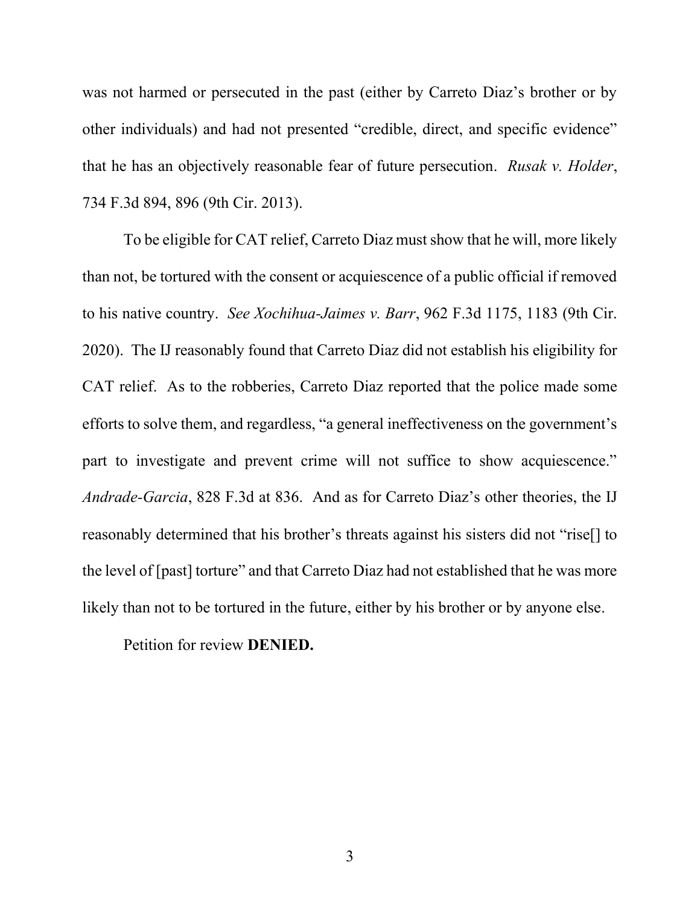was not harmed or persecuted in the past (either by Carreto Diaz's brother or by other individuals) and had not presented "credible, direct, and specific evidence" that he has an objectively reasonable fear of future persecution. *Rusak v. Holder*, 734 F.3d 894, 896 (9th Cir. 2013).

To be eligible for CAT relief, Carreto Diaz must show that he will, more likely than not, be tortured with the consent or acquiescence of a public official if removed to his native country. *See Xochihua-Jaimes v. Barr*, 962 F.3d 1175, 1183 (9th Cir. 2020). The IJ reasonably found that Carreto Diaz did not establish his eligibility for CAT relief. As to the robberies, Carreto Diaz reported that the police made some efforts to solve them, and regardless, "a general ineffectiveness on the government's part to investigate and prevent crime will not suffice to show acquiescence." *Andrade-Garcia*, 828 F.3d at 836. And as for Carreto Diaz's other theories, the IJ reasonably determined that his brother's threats against his sisters did not "rise[] to the level of [past] torture" and that Carreto Diaz had not established that he was more likely than not to be tortured in the future, either by his brother or by anyone else.

Petition for review **DENIED.**